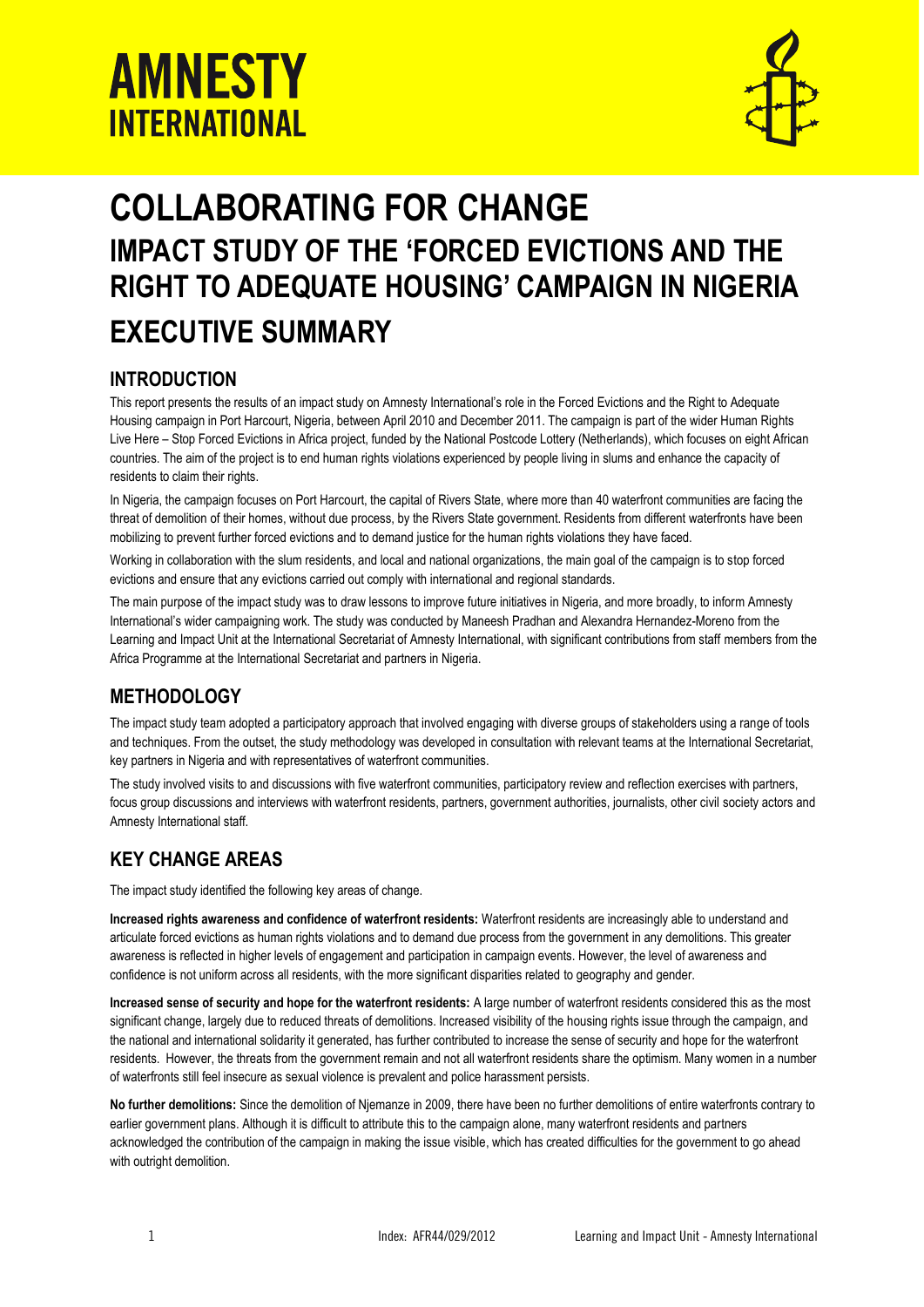# AMNESTY INTERNATIONAL

# COLLABORATING FOR CHANGE

## IMPACT STUDY OF THE 'FORCED EVICTIONS AND THE RIGHT TO ADEQUATE HOUSING' CAMPAIGN IN NIGERIA

## EXECUTIVE SUMMARY

### INTRODUCTION

This report presents the results of an impact study on Amnesty International's role in the Forced Evictions and the Right to Adequate Housing campaign in Port Harcourt, Nigeria, between April 2010 and December 2011. The campaign is part of the wider Human Rights Live Here – Stop Forced Evictions in Africa project, funded by the National Postcode Lottery (Netherlands), which focuses on eight African countries. The aim of the project is to end human rights violations experienced by people living in slums and enhance the capacity of residents to claim their rights.

In Nigeria, the campaign focuses on Port Harcourt, the capital of Rivers State, where more than 40 waterfront communities are facing the threat of demolition of their homes, without due process, by the Rivers State government. Residents from different waterfronts have been mobilizing to prevent further forced evictions and to demand justice for the human rights violations they have faced.

Working in collaboration with the slum residents, and local and national organizations, the main goal of the campaign is to stop forced evictions and ensure that any evictions carried out comply with international and regional standards.

The main purpose of the impact study was to draw lessons to improve future initiatives in Nigeria, and more broadly, to inform Amnesty International's wider campaigning work. The study was conducted by Maneesh Pradhan and Alexandra Hernandez-Moreno from the Learning and Impact Unit at the International Secretariat of Amnesty International, with significant contributions from staff members from the Africa Programme at the International Secretariat and partners in Nigeria.

### METHODOLOGY

The impact study team adopted a participatory approach that involved engaging with diverse groups of stakeholders using a range of tools and techniques. From the outset, the study methodology was developed in consultation with relevant teams at the International Secretariat, key partners in Nigeria and with representatives of waterfront communities.

The study involved visits to and discussions with five waterfront communities, participatory review and reflection exercises with partners, focus group discussions and interviews with waterfront residents, partners, government authorities, journalists, other civil society actors and Amnesty International staff.

### KEY CHANGE AREAS

The impact study identified the following key areas of change.

**Increased rights awareness and confidence of waterfront residents:** Waterfront residents are increasingly able to understand and articulate forced evictions as human rights violations and to demand due process from the government in any demolitions. This greater awareness is reflected in higher levels of engagement and participation in campaign events. However, the level of awareness and confidence is not uniform across all residents, with the more significant disparities related to geography and gender.

**Increased sense of security and hope for the waterfront residents:** A large number of waterfront residents considered this as the most significant change, largely due to reduced threats of demolitions. Increased visibility of the housing rights issue through the campaign, and the national and international solidarity it generated, has further contributed to increase the sense of security and hope for the waterfront residents. However, the threats from the government remain and not all waterfront residents share the optimism. Many women in a number of waterfronts still feel insecure as sexual violence is prevalent and police harassment persists.

**No further demolitions:** Since the demolition of Njemanze in 2009, there have been no further demolitions of entire waterfronts contrary to earlier government plans. Although it is difficult to attribute this to the campaign alone, many waterfront residents and partners acknowledged the contribution of the campaign in making the issue visible, which has created difficulties for the government to go ahead with outright demolition.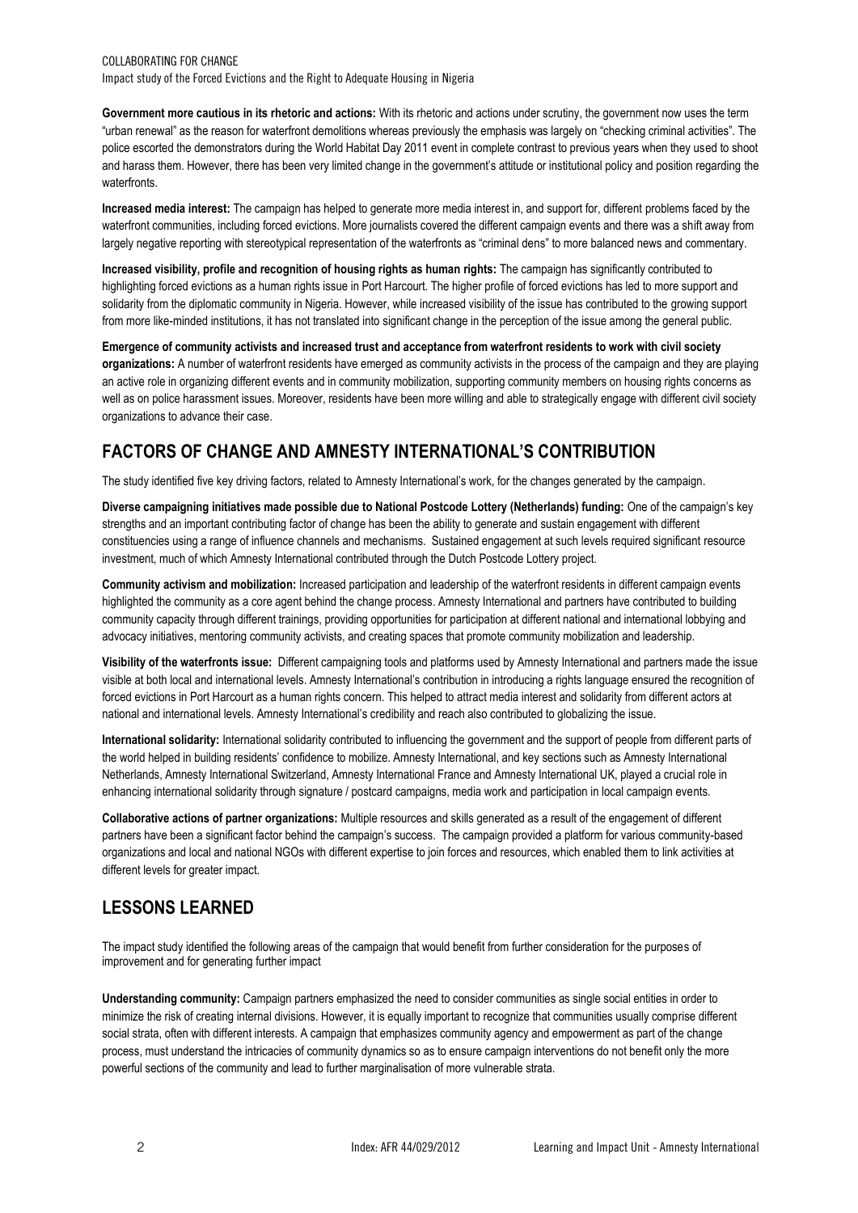**Government more cautious in its rhetoric and actions:** With its rhetoric and actions under scrutiny, the government now uses the term "urban renewal" as the reason for waterfront demolitions whereas previously the emphasis was largely on "checking criminal activities". The police escorted the demonstrators during the World Habitat Day 2011 event in complete contrast to previous years when they used to shoot and harass them. However, there has been very limited change in the government's attitude or institutional policy and position regarding the waterfronts.

**Increased media interest:** The campaign has helped to generate more media interest in, and support for, different problems faced by the waterfront communities, including forced evictions. More journalists covered the different campaign events and there was a shift away from largely negative reporting with stereotypical representation of the waterfronts as "criminal dens" to more balanced news and commentary.

**Increased visibility, profile and recognition of housing rights as human rights:** The campaign has significantly contributed to highlighting forced evictions as a human rights issue in Port Harcourt. The higher profile of forced evictions has led to more support and solidarity from the diplomatic community in Nigeria. However, while increased visibility of the issue has contributed to the growing support from more like-minded institutions, it has not translated into significant change in the perception of the issue among the general public.

**Emergence of community activists and increased trust and acceptance from waterfront residents to work with civil society organizations:** A number of waterfront residents have emerged as community activists in the process of the campaign and they are playing an active role in organizing different events and in community mobilization, supporting community members on housing rights concerns as well as on police harassment issues. Moreover, residents have been more willing and able to strategically engage with different civil society organizations to advance their case.

## FACTORS OF CHANGE AND AMNESTY INTERNATIONAL'S CONTRIBUTION

The study identified five key driving factors, related to Amnesty International's work, for the changes generated by the campaign.

**Diverse campaigning initiatives made possible due to National Postcode Lottery (Netherlands) funding:** One of the campaign's key strengths and an important contributing factor of change has been the ability to generate and sustain engagement with different constituencies using a range of influence channels and mechanisms. Sustained engagement at such levels required significant resource investment, much of which Amnesty International contributed through the Dutch Postcode Lottery project.

**Community activism and mobilization:** Increased participation and leadership of the waterfront residents in different campaign events highlighted the community as a core agent behind the change process. Amnesty International and partners have contributed to building community capacity through different trainings, providing opportunities for participation at different national and international lobbying and advocacy initiatives, mentoring community activists, and creating spaces that promote community mobilization and leadership.

**Visibility of the waterfronts issue:** Different campaigning tools and platforms used by Amnesty International and partners made the issue visible at both local and international levels. Amnesty International's contribution in introducing a rights language ensured the recognition of forced evictions in Port Harcourt as a human rights concern. This helped to attract media interest and solidarity from different actors at national and international levels. Amnesty International's credibility and reach also contributed to globalizing the issue.

**International solidarity:** International solidarity contributed to influencing the government and the support of people from different parts of the world helped in building residents' confidence to mobilize. Amnesty International, and key sections such as Amnesty International Netherlands, Amnesty International Switzerland, Amnesty International France and Amnesty International UK, played a crucial role in enhancing international solidarity through signature / postcard campaigns, media work and participation in local campaign events.

**Collaborative actions of partner organizations:** Multiple resources and skills generated as a result of the engagement of different partners have been a significant factor behind the campaign's success. The campaign provided a platform for various community-based organizations and local and national NGOs with different expertise to join forces and resources, which enabled them to link activities at different levels for greater impact.

## LESSONS LEARNED

The impact study identified the following areas of the campaign that would benefit from further consideration for the purposes of improvement and for generating further impact

**Understanding community:** Campaign partners emphasized the need to consider communities as single social entities in order to minimize the risk of creating internal divisions. However, it is equally important to recognize that communities usually comprise different social strata, often with different interests. A campaign that emphasizes community agency and empowerment as part of the change process, must understand the intricacies of community dynamics so as to ensure campaign interventions do not benefit only the more powerful sections of the community and lead to further marginalisation of more vulnerable strata.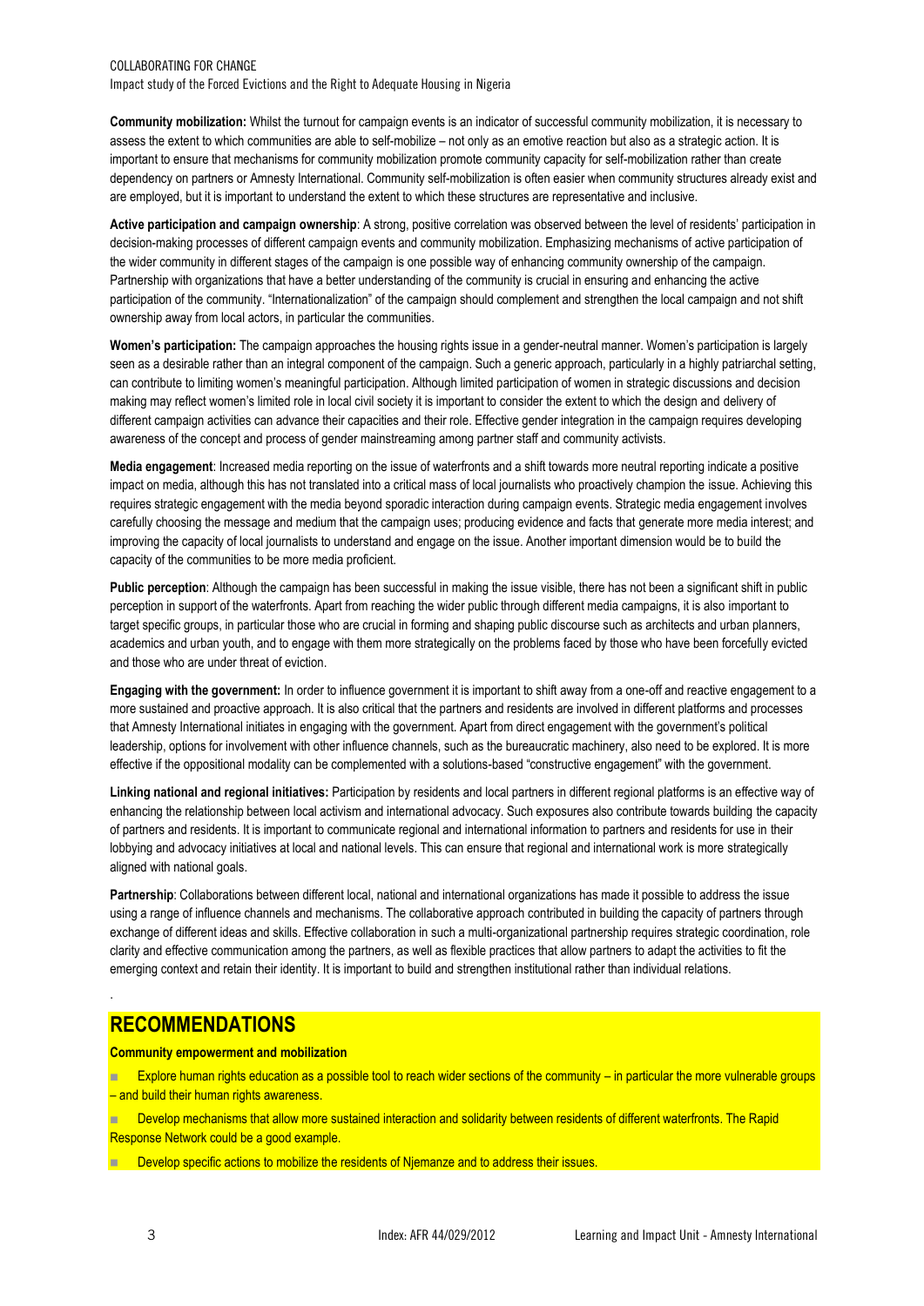**Community mobilization:** Whilst the turnout for campaign events is an indicator of successful community mobilization, it is necessary to assess the extent to which communities are able to self-mobilize – not only as an emotive reaction but also as a strategic action. It is important to ensure that mechanisms for community mobilization promote community capacity for self-mobilization rather than create dependency on partners or Amnesty International. Community self-mobilization is often easier when community structures already exist and are employed, but it is important to understand the extent to which these structures are representative and inclusive.

**Active participation and campaign ownership**: A strong, positive correlation was observed between the level of residents' participation in decision-making processes of different campaign events and community mobilization. Emphasizing mechanisms of active participation of the wider community in different stages of the campaign is one possible way of enhancing community ownership of the campaign. Partnership with organizations that have a better understanding of the community is crucial in ensuring and enhancing the active participation of the community. "Internationalization" of the campaign should complement and strengthen the local campaign and not shift ownership away from local actors, in particular the communities.

**Women's participation:** The campaign approaches the housing rights issue in a gender-neutral manner. Women's participation is largely seen as a desirable rather than an integral component of the campaign. Such a generic approach, particularly in a highly patriarchal setting, can contribute to limiting women's meaningful participation. Although limited participation of women in strategic discussions and decision making may reflect women's limited role in local civil society it is important to consider the extent to which the design and delivery of different campaign activities can advance their capacities and their role. Effective gender integration in the campaign requires developing awareness of the concept and process of gender mainstreaming among partner staff and community activists.

**Media engagement**: Increased media reporting on the issue of waterfronts and a shift towards more neutral reporting indicate a positive impact on media, although this has not translated into a critical mass of local journalists who proactively champion the issue. Achieving this requires strategic engagement with the media beyond sporadic interaction during campaign events. Strategic media engagement involves carefully choosing the message and medium that the campaign uses; producing evidence and facts that generate more media interest; and improving the capacity of local journalists to understand and engage on the issue. Another important dimension would be to build the capacity of the communities to be more media proficient.

**Public perception**: Although the campaign has been successful in making the issue visible, there has not been a significant shift in public perception in support of the waterfronts. Apart from reaching the wider public through different media campaigns, it is also important to target specific groups, in particular those who are crucial in forming and shaping public discourse such as architects and urban planners, academics and urban youth, and to engage with them more strategically on the problems faced by those who have been forcefully evicted and those who are under threat of eviction.

**Engaging with the government:** In order to influence government it is important to shift away from a one-off and reactive engagement to a more sustained and proactive approach. It is also critical that the partners and residents are involved in different platforms and processes that Amnesty International initiates in engaging with the government. Apart from direct engagement with the government's political leadership, options for involvement with other influence channels, such as the bureaucratic machinery, also need to be explored. It is more effective if the oppositional modality can be complemented with a solutions-based "constructive engagement" with the government.

**Linking national and regional initiatives:** Participation by residents and local partners in different regional platforms is an effective way of enhancing the relationship between local activism and international advocacy. Such exposures also contribute towards building the capacity of partners and residents. It is important to communicate regional and international information to partners and residents for use in their lobbying and advocacy initiatives at local and national levels. This can ensure that regional and international work is more strategically aligned with national goals.

**Partnership**: Collaborations between different local, national and international organizations has made it possible to address the issue using a range of influence channels and mechanisms. The collaborative approach contributed in building the capacity of partners through exchange of different ideas and skills. Effective collaboration in such a multi-organizational partnership requires strategic coordination, role clarity and effective communication among the partners, as well as flexible practices that allow partners to adapt the activities to fit the emerging context and retain their identity. It is important to build and strengthen institutional rather than individual relations.

.

## RECOMMENDATIONS

**Community empowerment and mobilization**

- Explore human rights education as a possible tool to reach wider sections of the community – in particular the more vulnerable groups – and build their human rights awareness.
- Develop mechanisms that allow more sustained interaction and solidarity between residents of different waterfronts. The Rapid Response Network could be a good example.
- Develop specific actions to mobilize the residents of Njemanze and to address their issues.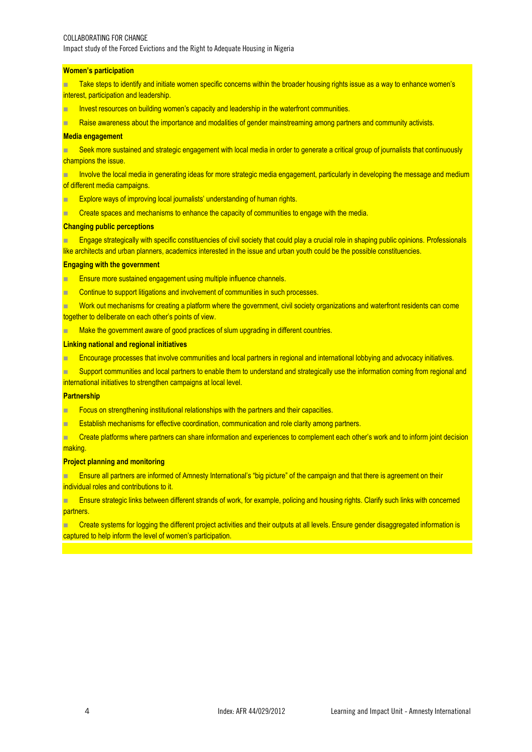**Women's participation**

- Take steps to identify and initiate women specific concerns within the broader housing rights issue as a way to enhance women's interest, participation and leadership.
- Invest resources on building women's capacity and leadership in the waterfront communities.
- Raise awareness about the importance and modalities of gender mainstreaming among partners and community activists.

**Media engagement**

- Seek more sustained and strategic engagement with local media in order to generate a critical group of journalists that continuously champions the issue.
- Involve the local media in generating ideas for more strategic media engagement, particularly in developing the message and medium of different media campaigns.
- Explore ways of improving local journalists' understanding of human rights.
- Create spaces and mechanisms to enhance the capacity of communities to engage with the media.

**Changing public perceptions**

- Engage strategically with specific constituencies of civil society that could play a crucial role in shaping public opinions. Professionals like architects and urban planners, academics interested in the issue and urban youth could be the possible constituencies.

**Engaging with the government**

- Ensure more sustained engagement using multiple influence channels.
- Continue to support litigations and involvement of communities in such processes.
- Work out mechanisms for creating a platform where the government, civil society organizations and waterfront residents can come together to deliberate on each other's points of view.
- Make the government aware of good practices of slum upgrading in different countries.

**Linking national and regional initiatives**

- Encourage processes that involve communities and local partners in regional and international lobbying and advocacy initiatives.
- Support communities and local partners to enable them to understand and strategically use the information coming from regional and international initiatives to strengthen campaigns at local level.

**Partnership**

- Focus on strengthening institutional relationships with the partners and their capacities.
- Establish mechanisms for effective coordination, communication and role clarity among partners.
- Create platforms where partners can share information and experiences to complement each other's work and to inform joint decision making.

**Project planning and monitoring**

- Ensure all partners are informed of Amnesty International's "big picture" of the campaign and that there is agreement on their individual roles and contributions to it.
- Ensure strategic links between different strands of work, for example, policing and housing rights. Clarify such links with concerned partners.
- Create systems for logging the different project activities and their outputs at all levels. Ensure gender disaggregated information is captured to help inform the level of women's participation.